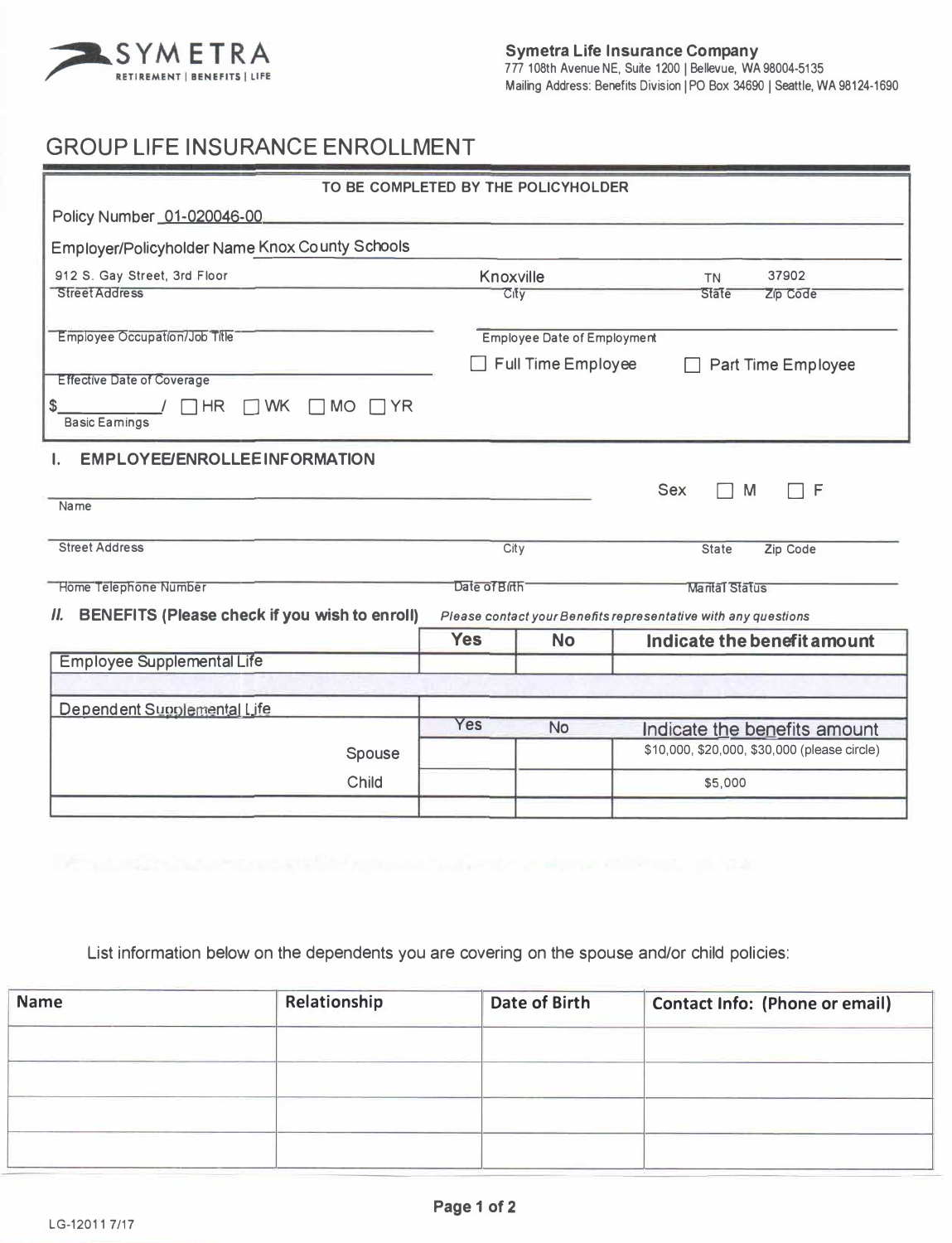**SYMETRA**
RETIREMENT | BENEFITS | LIFE

**Symetra Life Insurance Company**
777 108th Avenue NE, Suite 1200 | Bellevue, WA 98004-5135
Mailing Address: Benefits Division | PO Box 34690 | Seattle, WA 98124-1690

# GROUP LIFE INSURANCE ENROLLMENT

**TO BE COMPLETED BY THE POLICYHOLDER**

Policy Number 01-020046-00

Employer/Policyholder Name Knox County Schools

| 912 S. Gay Street, 3rd Floor | Knoxville | TN | 37902 |
|---|---|---|---|
| Street Address | City | State | Zip Code |

Employee Occupation/Job Title ____________ Employee Date of Employment ____________

Effective Date of Coverage ____________ ☐ Full Time Employee ☐ Part Time Employee

$________ / ☐ HR ☐ WK ☐ MO ☐ YR
Basic Earnings

## I. EMPLOYEE/ENROLLEE INFORMATION

Name ____________ Sex ☐ M ☐ F

Street Address ____________ City ____________ State ____________ Zip Code ____________

Home Telephone Number ____________ Date of Birth ____________ Marital Status ____________

## II. BENEFITS (Please check if you wish to enroll)

*Please contact your Benefits representative with any questions*

| | Yes | No | Indicate the benefit amount |
|---|---|---|---|
| Employee Supplemental Life | | | |
| | | | |
| Dependent Supplemental Life | | | |
| | Yes | No | Indicate the benefits amount |
| Spouse | | | $10,000, $20,000, $30,000 (please circle) |
| Child | | | $5,000 |
| | | | |

List information below on the dependents you are covering on the spouse and/or child policies:

| Name | Relationship | Date of Birth | Contact Info: (Phone or email) |
|---|---|---|---|
| | | | |
| | | | |
| | | | |
| | | | |

LG-12011 7/17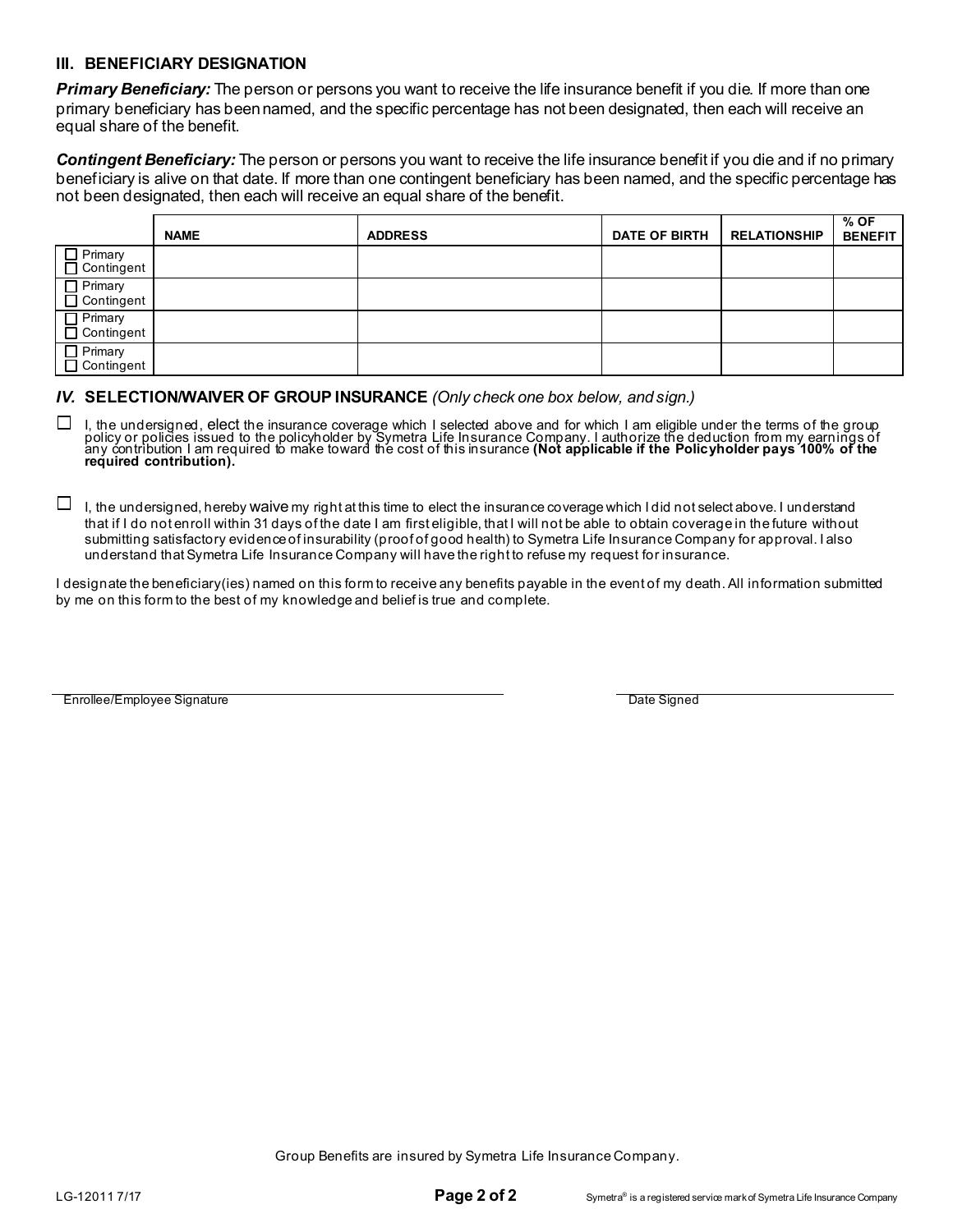### III. BENEFICIARY DESIGNATION

***Primary Beneficiary:*** The person or persons you want to receive the life insurance benefit if you die. If more than one primary beneficiary has been named, and the specific percentage has not been designated, then each will receive an equal share of the benefit.

***Contingent Beneficiary:*** The person or persons you want to receive the life insurance benefit if you die and if no primary beneficiary is alive on that date. If more than one contingent beneficiary has been named, and the specific percentage has not been designated, then each will receive an equal share of the benefit.

| | NAME | ADDRESS | DATE OF BIRTH | RELATIONSHIP | % OF BENEFIT |
|---|---|---|---|---|---|
| ☐ Primary ☐ Contingent | | | | | |
| ☐ Primary ☐ Contingent | | | | | |
| ☐ Primary ☐ Contingent | | | | | |
| ☐ Primary ☐ Contingent | | | | | |

### *IV.* SELECTION/WAIVER OF GROUP INSURANCE *(Only check one box below, and sign.)*

☐ I, the undersigned, elect the insurance coverage which I selected above and for which I am eligible under the terms of the group policy or policies issued to the policyholder by Symetra Life Insurance Company. I authorize the deduction from my earnings of any contribution I am required to make toward the cost of this insurance **(Not applicable if the Policyholder pays 100% of the required contribution).**

☐ I, the undersigned, hereby waive my right at this time to elect the insurance coverage which I did not select above. I understand that if I do not enroll within 31 days of the date I am first eligible, that I will not be able to obtain coverage in the future without submitting satisfactory evidence of insurability (proof of good health) to Symetra Life Insurance Company for approval. I also understand that Symetra Life Insurance Company will have the right to refuse my request for insurance.

I designate the beneficiary(ies) named on this form to receive any benefits payable in the event of my death. All information submitted by me on this form to the best of my knowledge and belief is true and complete.

Enrollee/Employee Signature ______________________ Date Signed ______________________

Group Benefits are insured by Symetra Life Insurance Company.

LG-12011 7/17

Symetra® is a registered service mark of Symetra Life Insurance Company